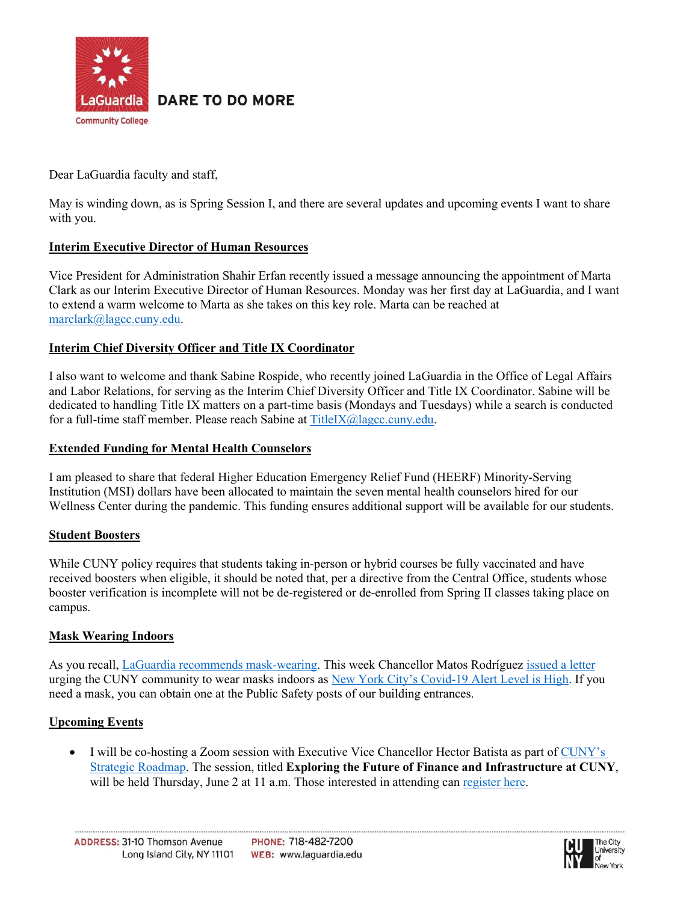Dear LaGuardia faculty and staff,

May is winding down, as is Spring Session I, and there are several updates and upcoming events I want to share with you.

## Interim Executive Director of Human Resources

Vice President for Administration Shahir Erfan recently issued a message announcing the appointment of Marta Clark as our Interim Executive Director of Human Resources. Monday was her first day at LaGuardia, and I want to extend a warm welcome to Marta as she takes on this key role. Marta can be reached at marclark@lagcc.cuny.edu.

## Interim Chief Diversity Officer and Title IX Coordinator

I also want to welcome and thank Sabine Rospide, who recently joined LaGuardia in the Office of Legal Affairs and Labor Relations, for serving as the Interim Chief Diversity Officer and Title IX Coordinator. Sabine will be dedicated to handling Title IX matters on a part-time basis (Mondays and Tuesdays) while a search is conducted for a full-time staff member. Please reach Sabine at TitleIX@lagcc.cuny.edu.

## Extended Funding for Mental Health Counselors

I am pleased to share that federal Higher Education Emergency Relief Fund (HEERF) Minority-Serving Institution (MSI) dollars have been allocated to maintain the seven mental health counselors hired for our Wellness Center during the pandemic. This funding ensures additional support will be available for our students.

## Student Boosters

While CUNY policy requires that students taking in-person or hybrid courses be fully vaccinated and have received boosters when eligible, it should be noted that, per a directive from the Central Office, students whose booster verification is incomplete will not be de-registered or de-enrolled from Spring II classes taking place on campus.

## Mask Wearing Indoors

As you recall, LaGuardia recommends mask-wearing. This week Chancellor Matos Rodríguez issued a letter urging the CUNY community to wear masks indoors as New York City's Covid-19 Alert Level is High. If you need a mask, you can obtain one at the Public Safety posts of our building entrances.

## Upcoming Events

- I will be co-hosting a Zoom session with Executive Vice Chancellor Hector Batista as part of CUNY's Strategic Roadmap. The session, titled **Exploring the Future of Finance and Infrastructure at CUNY**, will be held Thursday, June 2 at 11 a.m. Those interested in attending can register here.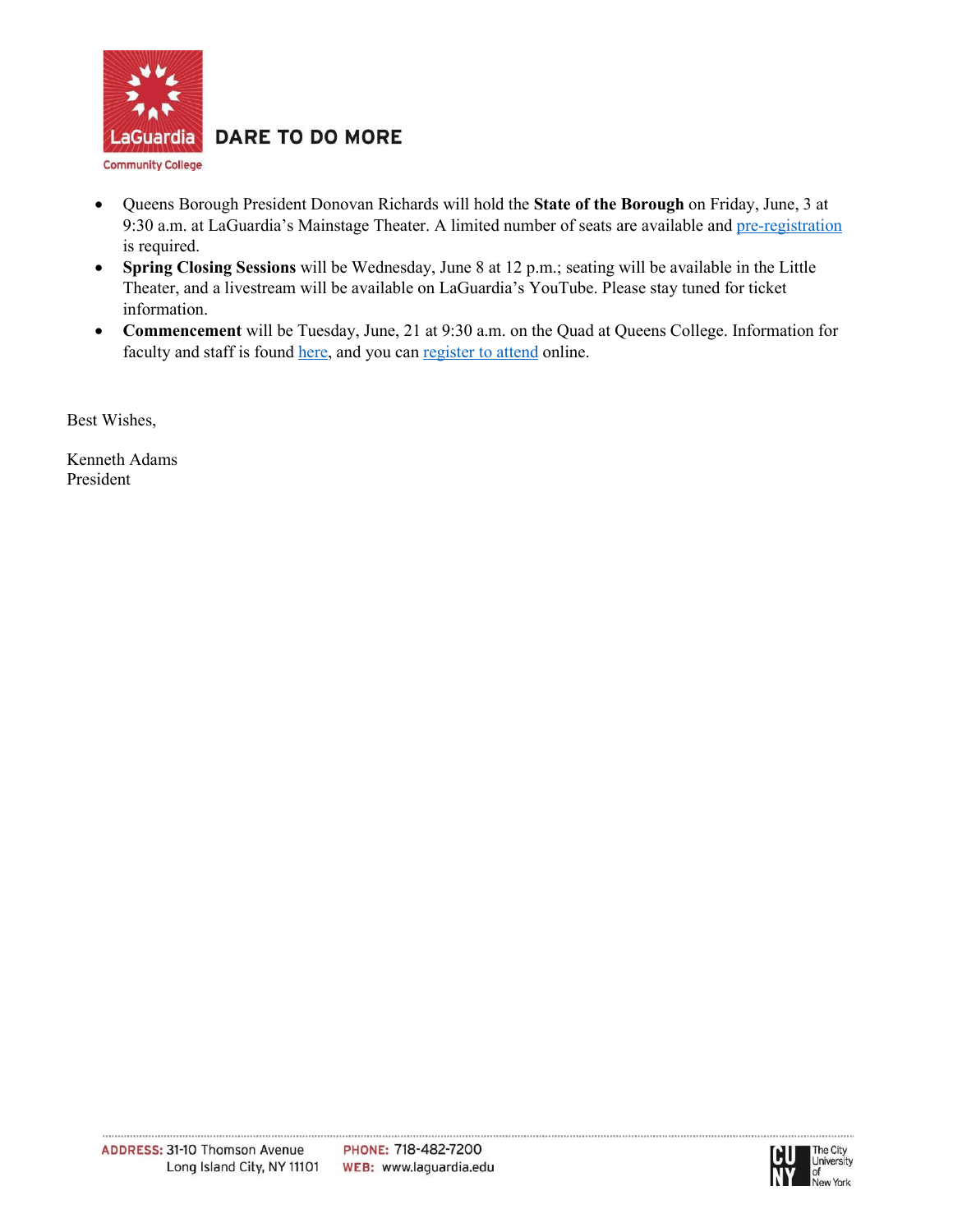- Queens Borough President Donovan Richards will hold the **State of the Borough** on Friday, June, 3 at 9:30 a.m. at LaGuardia's Mainstage Theater. A limited number of seats are available and pre-registration is required.
- **Spring Closing Sessions** will be Wednesday, June 8 at 12 p.m.; seating will be available in the Little Theater, and a livestream will be available on LaGuardia's YouTube. Please stay tuned for ticket information.
- **Commencement** will be Tuesday, June, 21 at 9:30 a.m. on the Quad at Queens College. Information for faculty and staff is found here, and you can register to attend online.

Best Wishes,

Kenneth Adams
President